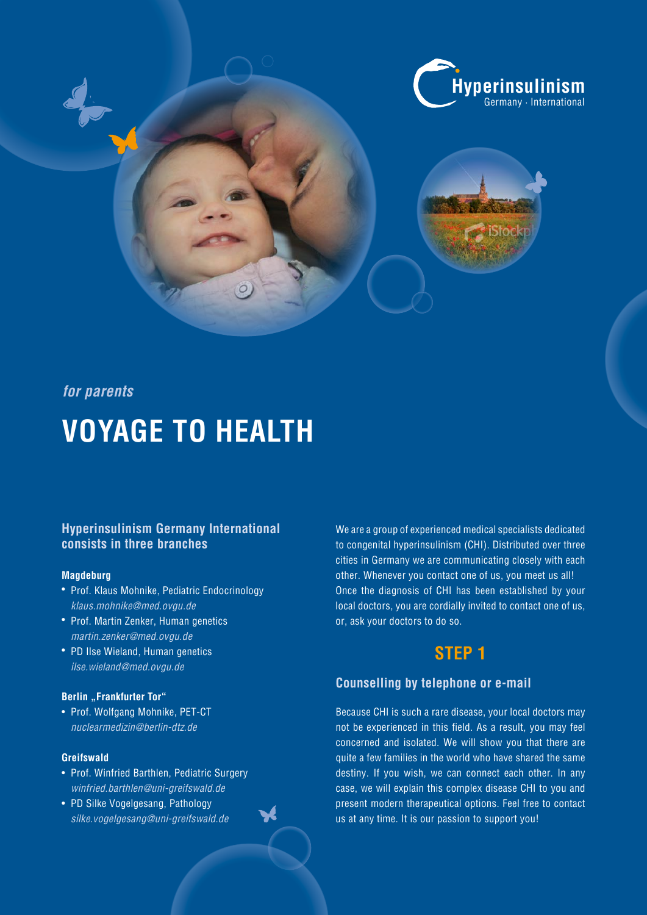Hyperinsulinism
Germany · International

*for parents*

# VOYAGE TO HEALTH

### Hyperinsulinism Germany International consists in three branches

**Magdeburg**

- Prof. Klaus Mohnike, Pediatric Endocrinology
  *klaus.mohnike@med.ovgu.de*
- Prof. Martin Zenker, Human genetics
  *martin.zenker@med.ovgu.de*
- PD Ilse Wieland, Human genetics
  *ilse.wieland@med.ovgu.de*

**Berlin „Frankfurter Tor“**

- Prof. Wolfgang Mohnike, PET-CT
  *nuclearmedizin@berlin-dtz.de*

**Greifswald**

- Prof. Winfried Barthlen, Pediatric Surgery
  *winfried.barthlen@uni-greifswald.de*
- PD Silke Vogelgesang, Pathology
  *silke.vogelgesang@uni-greifswald.de*

We are a group of experienced medical specialists dedicated to congenital hyperinsulinism (CHI). Distributed over three cities in Germany we are communicating closely with each other. Whenever you contact one of us, you meet us all! Once the diagnosis of CHI has been established by your local doctors, you are cordially invited to contact one of us, or, ask your doctors to do so.

## STEP 1

### Counselling by telephone or e-mail

Because CHI is such a rare disease, your local doctors may not be experienced in this field. As a result, you may feel concerned and isolated. We will show you that there are quite a few families in the world who have shared the same destiny. If you wish, we can connect each other. In any case, we will explain this complex disease CHI to you and present modern therapeutical options. Feel free to contact us at any time. It is our passion to support you!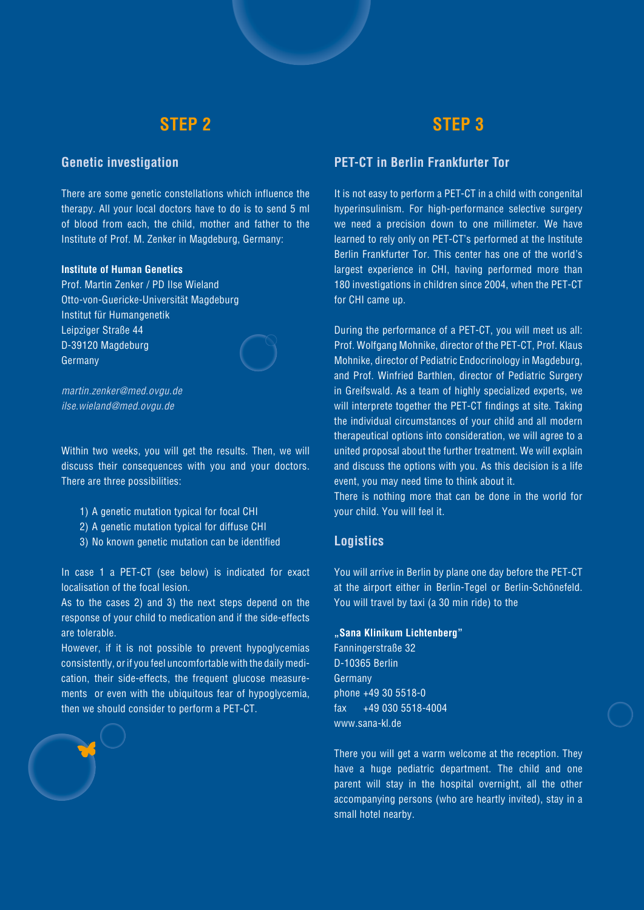## STEP 2

### Genetic investigation

There are some genetic constellations which influence the therapy. All your local doctors have to do is to send 5 ml of blood from each, the child, mother and father to the Institute of Prof. M. Zenker in Magdeburg, Germany:

**Institute of Human Genetics**
Prof. Martin Zenker / PD Ilse Wieland
Otto-von-Guericke-Universität Magdeburg
Institut für Humangenetik
Leipziger Straße 44
D-39120 Magdeburg
Germany

*martin.zenker@med.ovgu.de*
*ilse.wieland@med.ovgu.de*

Within two weeks, you will get the results. Then, we will discuss their consequences with you and your doctors. There are three possibilities:

1) A genetic mutation typical for focal CHI
2) A genetic mutation typical for diffuse CHI
3) No known genetic mutation can be identified

In case 1 a PET-CT (see below) is indicated for exact localisation of the focal lesion.
As to the cases 2) and 3) the next steps depend on the response of your child to medication and if the side-effects are tolerable.
However, if it is not possible to prevent hypoglycemias consistently, or if you feel uncomfortable with the daily medication, their side-effects, the frequent glucose measurements or even with the ubiquitous fear of hypoglycemia, then we should consider to perform a PET-CT.

## STEP 3

### PET-CT in Berlin Frankfurter Tor

It is not easy to perform a PET-CT in a child with congenital hyperinsulinism. For high-performance selective surgery we need a precision down to one millimeter. We have learned to rely only on PET-CT's performed at the Institute Berlin Frankfurter Tor. This center has one of the world's largest experience in CHI, having performed more than 180 investigations in children since 2004, when the PET-CT for CHI came up.

During the performance of a PET-CT, you will meet us all: Prof. Wolfgang Mohnike, director of the PET-CT, Prof. Klaus Mohnike, director of Pediatric Endocrinology in Magdeburg, and Prof. Winfried Barthlen, director of Pediatric Surgery in Greifswald. As a team of highly specialized experts, we will interprete together the PET-CT findings at site. Taking the individual circumstances of your child and all modern therapeutical options into consideration, we will agree to a united proposal about the further treatment. We will explain and discuss the options with you. As this decision is a life event, you may need time to think about it.
There is nothing more that can be done in the world for your child. You will feel it.

### Logistics

You will arrive in Berlin by plane one day before the PET-CT at the airport either in Berlin-Tegel or Berlin-Schönefeld. You will travel by taxi (a 30 min ride) to the

**„Sana Klinikum Lichtenberg"**
Fanningerstraße 32
D-10365 Berlin
Germany
phone +49 30 5518-0
fax +49 030 5518-4004
www.sana-kl.de

There you will get a warm welcome at the reception. They have a huge pediatric department. The child and one parent will stay in the hospital overnight, all the other accompanying persons (who are heartly invited), stay in a small hotel nearby.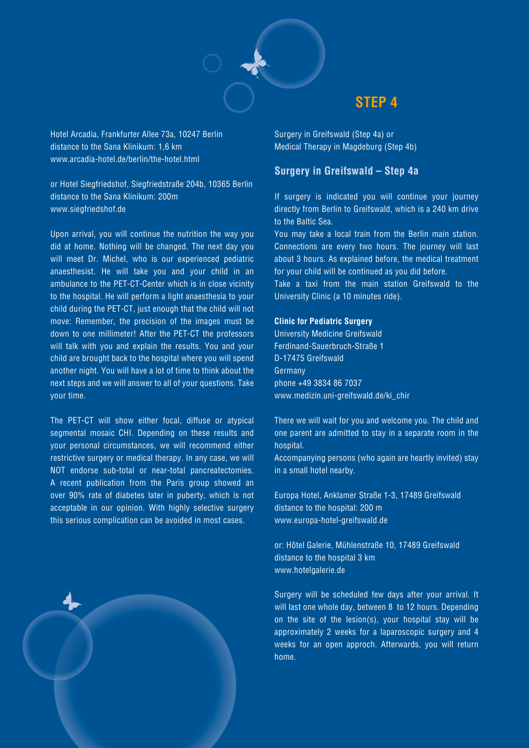Hotel Arcadia, Frankfurter Allee 73a, 10247 Berlin
distance to the Sana Klinikum: 1,6 km
www.arcadia-hotel.de/berlin/the-hotel.html

or Hotel Siegfriedshof, Siegfriedstraße 204b, 10365 Berlin
distance to the Sana Klinikum: 200m
www.siegfriedshof.de

Upon arrival, you will continue the nutrition the way you did at home. Nothing will be changed. The next day you will meet Dr. Michel, who is our experienced pediatric anaesthesist. He will take you and your child in an ambulance to the PET-CT-Center which is in close vicinity to the hospital. He will perform a light anaesthesia to your child during the PET-CT, just enough that the child will not move: Remember, the precision of the images must be down to one millimeter! After the PET-CT the professors will talk with you and explain the results. You and your child are brought back to the hospital where you will spend another night. You will have a lot of time to think about the next steps and we will answer to all of your questions. Take your time.

The PET-CT will show either focal, diffuse or atypical segmental mosaic CHI. Depending on these results and your personal circumstances, we will recommend either restrictive surgery or medical therapy. In any case, we will NOT endorse sub-total or near-total pancreatectomies. A recent publication from the Paris group showed an over 90% rate of diabetes later in puberty, which is not acceptable in our opinion. With highly selective surgery this serious complication can be avoided in most cases.

# STEP 4

Surgery in Greifswald (Step 4a) or
Medical Therapy in Magdeburg (Step 4b)

## Surgery in Greifswald – Step 4a

If surgery is indicated you will continue your journey directly from Berlin to Greifswald, which is a 240 km drive to the Baltic Sea.
You may take a local train from the Berlin main station. Connections are every two hours. The journey will last about 3 hours. As explained before, the medical treatment for your child will be continued as you did before.
Take a taxi from the main station Greifswald to the University Clinic (a 10 minutes ride).

**Clinic for Pediatric Surgery**
University Medicine Greifswald
Ferdinand-Sauerbruch-Straße 1
D-17475 Greifswald
Germany
phone +49 3834 86 7037
www.medizin.uni-greifswald.de/ki_chir

There we will wait for you and welcome you. The child and one parent are admitted to stay in a separate room in the hospital.
Accompanying persons (who again are heartly invited) stay in a small hotel nearby.

Europa Hotel, Anklamer Straße 1-3, 17489 Greifswald
distance to the hospital: 200 m
www.europa-hotel-greifswald.de

or: Hôtel Galerie, Mühlenstraße 10, 17489 Greifswald
distance to the hospital 3 km
www.hotelgalerie.de

Surgery will be scheduled few days after your arrival. It will last one whole day, between 8 to 12 hours. Depending on the site of the lesion(s), your hospital stay will be approximately 2 weeks for a laparoscopic surgery and 4 weeks for an open approch. Afterwards, you will return home.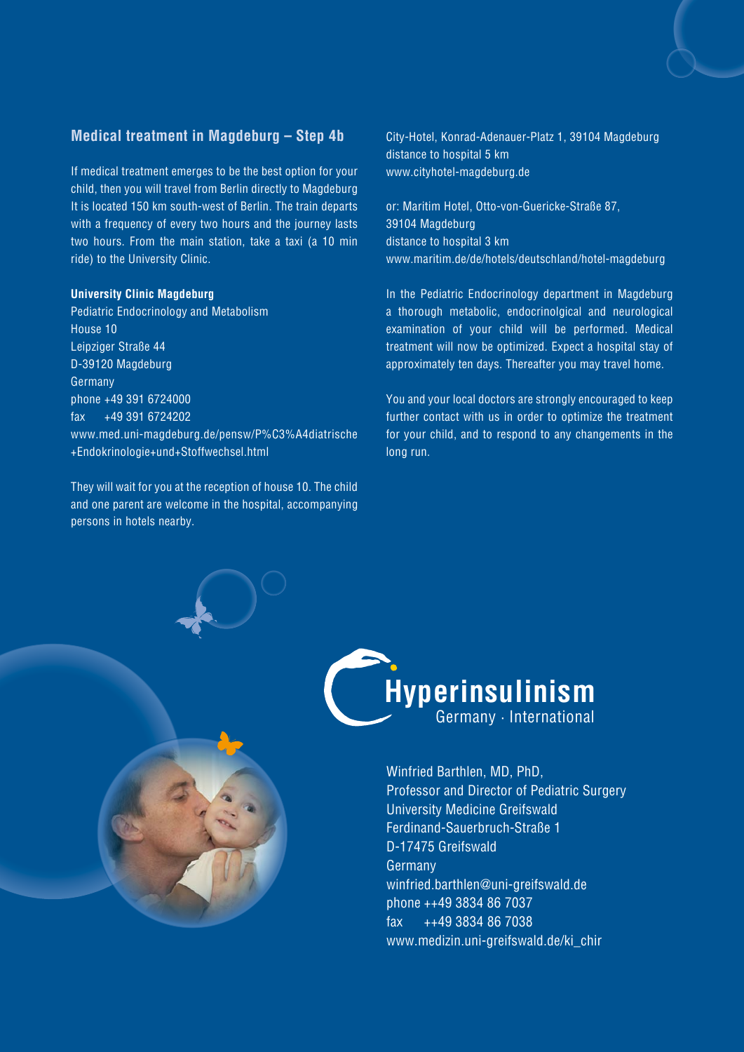## Medical treatment in Magdeburg – Step 4b

If medical treatment emerges to be the best option for your child, then you will travel from Berlin directly to Magdeburg It is located 150 km south-west of Berlin. The train departs with a frequency of every two hours and the journey lasts two hours. From the main station, take a taxi (a 10 min ride) to the University Clinic.

**University Clinic Magdeburg**
Pediatric Endocrinology and Metabolism
House 10
Leipziger Straße 44
D-39120 Magdeburg
Germany
phone +49 391 6724000
fax +49 391 6724202
www.med.uni-magdeburg.de/pensw/P%C3%A4diatrische+Endokrinologie+und+Stoffwechsel.html

They will wait for you at the reception of house 10. The child and one parent are welcome in the hospital, accompanying persons in hotels nearby.

City-Hotel, Konrad-Adenauer-Platz 1, 39104 Magdeburg
distance to hospital 5 km
www.cityhotel-magdeburg.de

or: Maritim Hotel, Otto-von-Guericke-Straße 87,
39104 Magdeburg
distance to hospital 3 km
www.maritim.de/de/hotels/deutschland/hotel-magdeburg

In the Pediatric Endocrinology department in Magdeburg a thorough metabolic, endocrinolgical and neurological examination of your child will be performed. Medical treatment will now be optimized. Expect a hospital stay of approximately ten days. Thereafter you may travel home.

You and your local doctors are strongly encouraged to keep further contact with us in order to optimize the treatment for your child, and to respond to any changements in the long run.

**Hyperinsulinism**
Germany · International

Winfried Barthlen, MD, PhD,
Professor and Director of Pediatric Surgery
University Medicine Greifswald
Ferdinand-Sauerbruch-Straße 1
D-17475 Greifswald
Germany
winfried.barthlen@uni-greifswald.de
phone ++49 3834 86 7037
fax ++49 3834 86 7038
www.medizin.uni-greifswald.de/ki_chir